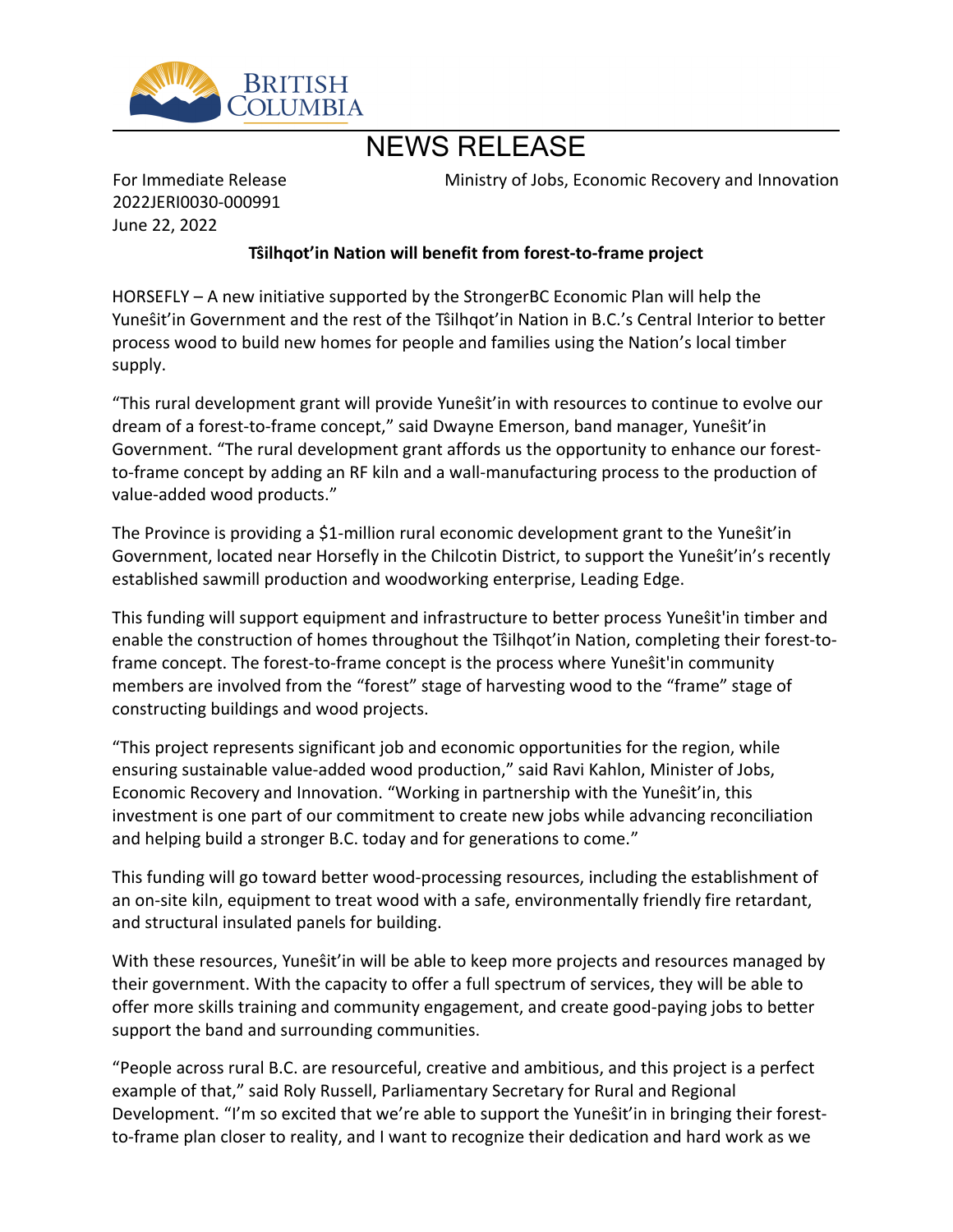BRITISH COLUMBIA

# NEWS RELEASE

For Immediate Release
2022JERI0030-000991
June 22, 2022

Ministry of Jobs, Economic Recovery and Innovation

**Tŝilhqot'in Nation will benefit from forest-to-frame project**

HORSEFLY – A new initiative supported by the StrongerBC Economic Plan will help the Yuneŝit'in Government and the rest of the Tŝilhqot'in Nation in B.C.'s Central Interior to better process wood to build new homes for people and families using the Nation's local timber supply.

"This rural development grant will provide Yuneŝit'in with resources to continue to evolve our dream of a forest-to-frame concept," said Dwayne Emerson, band manager, Yuneŝit'in Government. "The rural development grant affords us the opportunity to enhance our forest-to-frame concept by adding an RF kiln and a wall-manufacturing process to the production of value-added wood products."

The Province is providing a $1-million rural economic development grant to the Yuneŝit'in Government, located near Horsefly in the Chilcotin District, to support the Yuneŝit'in's recently established sawmill production and woodworking enterprise, Leading Edge.

This funding will support equipment and infrastructure to better process Yuneŝit'in timber and enable the construction of homes throughout the Tŝilhqot'in Nation, completing their forest-to-frame concept. The forest-to-frame concept is the process where Yuneŝit'in community members are involved from the "forest" stage of harvesting wood to the "frame" stage of constructing buildings and wood projects.

"This project represents significant job and economic opportunities for the region, while ensuring sustainable value-added wood production," said Ravi Kahlon, Minister of Jobs, Economic Recovery and Innovation. "Working in partnership with the Yuneŝit'in, this investment is one part of our commitment to create new jobs while advancing reconciliation and helping build a stronger B.C. today and for generations to come."

This funding will go toward better wood-processing resources, including the establishment of an on-site kiln, equipment to treat wood with a safe, environmentally friendly fire retardant, and structural insulated panels for building.

With these resources, Yuneŝit'in will be able to keep more projects and resources managed by their government. With the capacity to offer a full spectrum of services, they will be able to offer more skills training and community engagement, and create good-paying jobs to better support the band and surrounding communities.

"People across rural B.C. are resourceful, creative and ambitious, and this project is a perfect example of that," said Roly Russell, Parliamentary Secretary for Rural and Regional Development. "I'm so excited that we're able to support the Yuneŝit'in in bringing their forest-to-frame plan closer to reality, and I want to recognize their dedication and hard work as we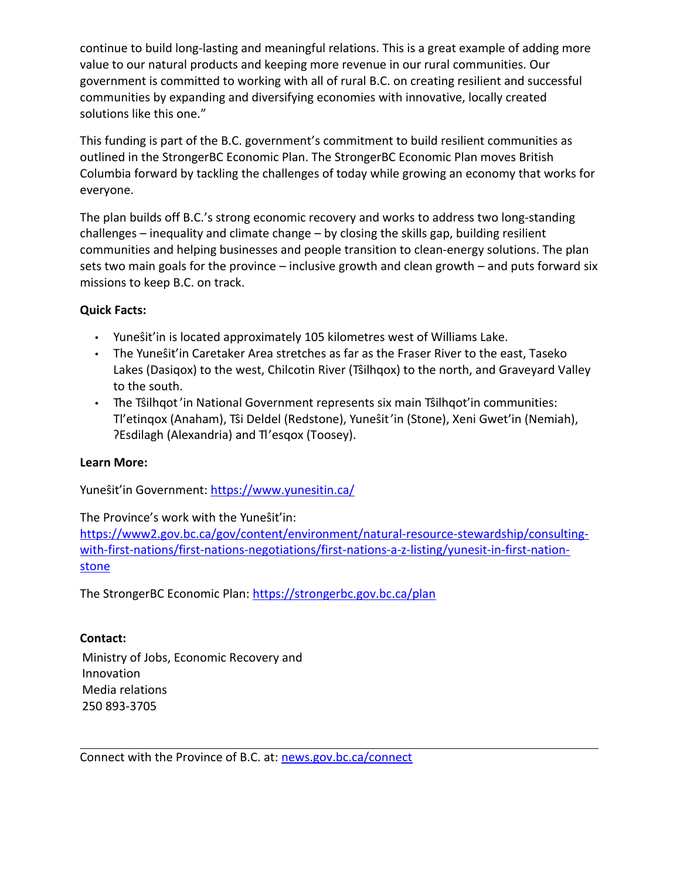continue to build long-lasting and meaningful relations. This is a great example of adding more value to our natural products and keeping more revenue in our rural communities. Our government is committed to working with all of rural B.C. on creating resilient and successful communities by expanding and diversifying economies with innovative, locally created solutions like this one."

This funding is part of the B.C. government's commitment to build resilient communities as outlined in the StrongerBC Economic Plan. The StrongerBC Economic Plan moves British Columbia forward by tackling the challenges of today while growing an economy that works for everyone.

The plan builds off B.C.'s strong economic recovery and works to address two long-standing challenges – inequality and climate change – by closing the skills gap, building resilient communities and helping businesses and people transition to clean-energy solutions. The plan sets two main goals for the province – inclusive growth and clean growth – and puts forward six missions to keep B.C. on track.

**Quick Facts:**

- Yuneŝit'in is located approximately 105 kilometres west of Williams Lake.
- The Yuneŝit'in Caretaker Area stretches as far as the Fraser River to the east, Taseko Lakes (Dasiqox) to the west, Chilcotin River (Tŝilhqox) to the north, and Graveyard Valley to the south.
- The Tŝilhqot'in National Government represents six main Tŝilhqot'in communities: Tl'etinqox (Anaham), Tŝi Deldel (Redstone), Yuneŝit'in (Stone), Xeni Gwet'in (Nemiah), ʔEsdilagh (Alexandria) and Tl'esqox (Toosey).

**Learn More:**

Yuneŝit'in Government: https://www.yunesitin.ca/

The Province's work with the Yuneŝit'in:
https://www2.gov.bc.ca/gov/content/environment/natural-resource-stewardship/consulting-with-first-nations/first-nations-negotiations/first-nations-a-z-listing/yunesit-in-first-nation-stone

The StrongerBC Economic Plan: https://strongerbc.gov.bc.ca/plan

**Contact:**

Ministry of Jobs, Economic Recovery and Innovation
Media relations
250 893-3705

Connect with the Province of B.C. at: news.gov.bc.ca/connect